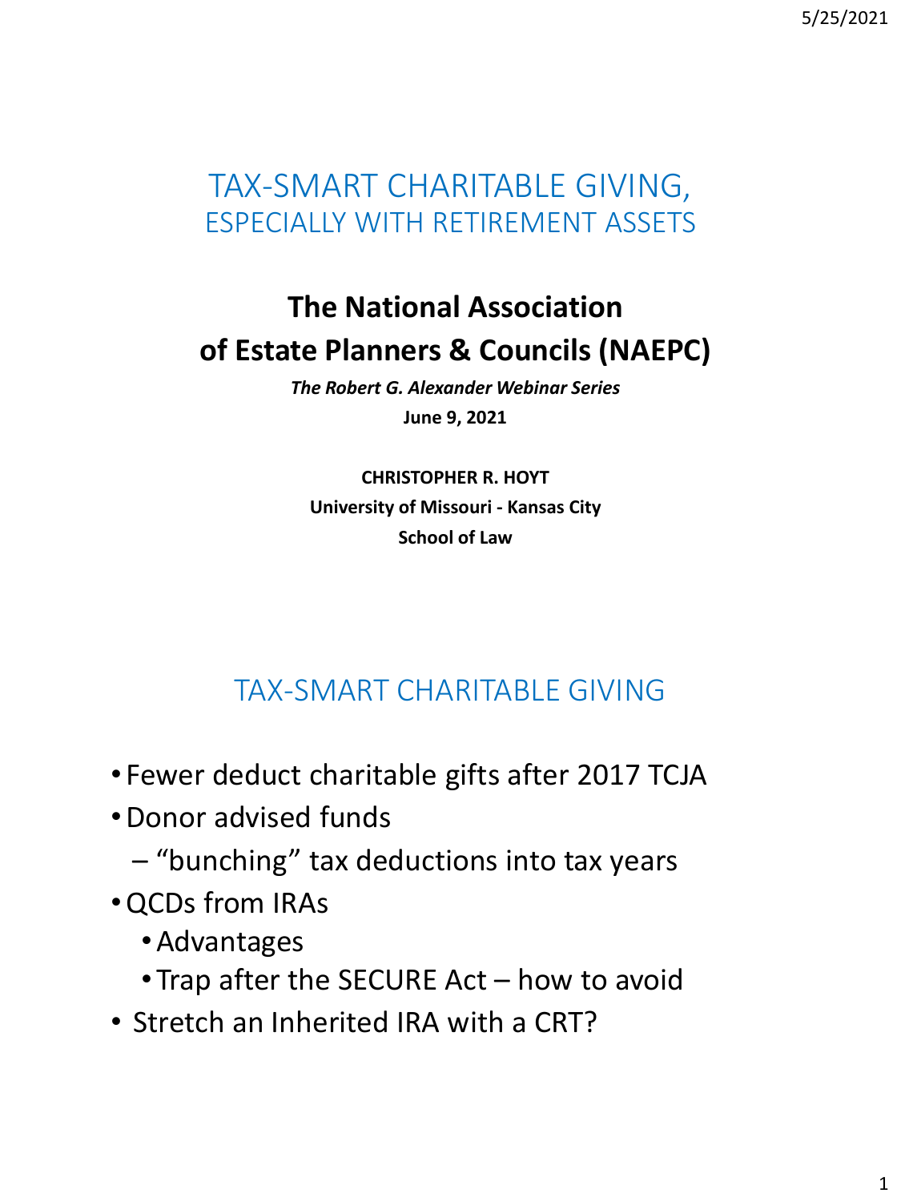# TAX-SMART CHARITABLE GIVING, ESPECIALLY WITH RETIREMENT ASSETS

**The National Association of Estate Planners & Councils (NAEPC)**

***The Robert G. Alexander Webinar Series***

**June 9, 2021**

**CHRISTOPHER R. HOYT**
**University of Missouri - Kansas City**
**School of Law**

## TAX-SMART CHARITABLE GIVING

- Fewer deduct charitable gifts after 2017 TCJA
- Donor advised funds
  - "bunching" tax deductions into tax years
- QCDs from IRAs
  - Advantages
  - Trap after the SECURE Act – how to avoid
- Stretch an Inherited IRA with a CRT?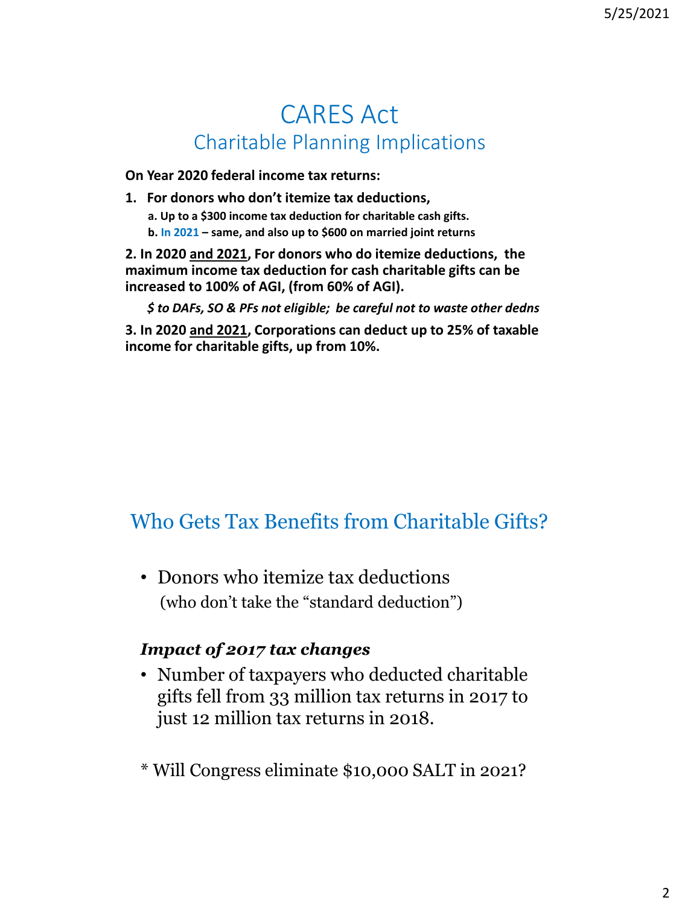# CARES Act
## Charitable Planning Implications

**On Year 2020 federal income tax returns:**

1. **For donors who don't itemize tax deductions,**
   - **a. Up to a $300 income tax deduction for charitable cash gifts.**
   - **b. In 2021 – same, and also up to $600 on married joint returns**

**2. In 2020 <u>and 2021</u>, For donors who do itemize deductions, the maximum income tax deduction for cash charitable gifts can be increased to 100% of AGI, (from 60% of AGI).**

***$ to DAFs, SO & PFs not eligible; be careful not to waste other dedns***

**3. In 2020 <u>and 2021</u>, Corporations can deduct up to 25% of taxable income for charitable gifts, up from 10%.**

## Who Gets Tax Benefits from Charitable Gifts?

- Donors who itemize tax deductions
  (who don't take the "standard deduction")

***Impact of 2017 tax changes***

- Number of taxpayers who deducted charitable gifts fell from 33 million tax returns in 2017 to just 12 million tax returns in 2018.

* Will Congress eliminate $10,000 SALT in 2021?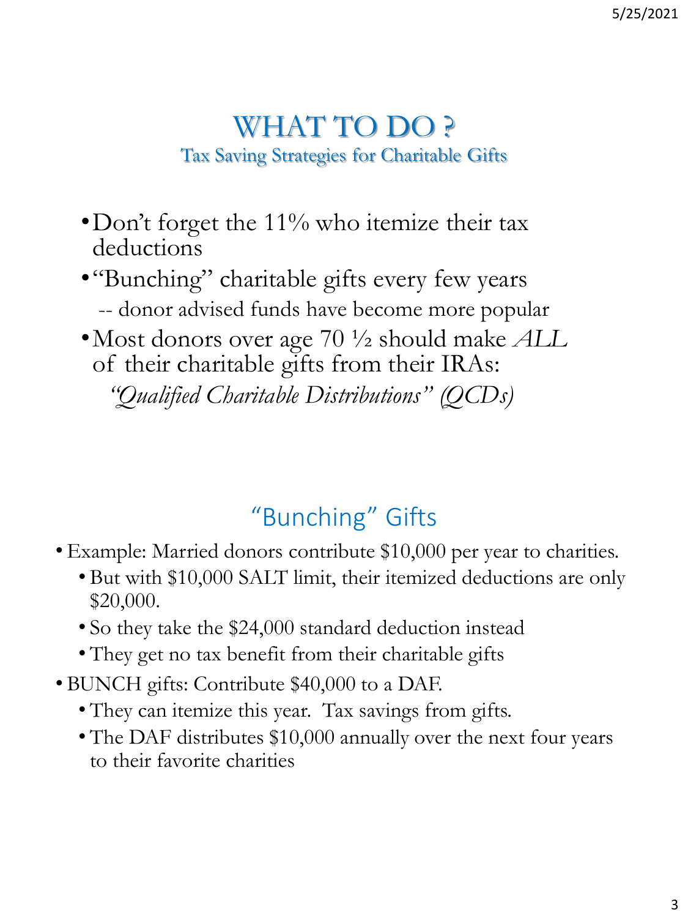# WHAT TO DO ?

## Tax Saving Strategies for Charitable Gifts

- Don't forget the 11% who itemize their tax deductions
- "Bunching" charitable gifts every few years
  -- donor advised funds have become more popular
- Most donors over age 70 ½ should make *ALL* of their charitable gifts from their IRAs:
  *"Qualified Charitable Distributions" (QCDs)*

## "Bunching" Gifts

- Example: Married donors contribute $10,000 per year to charities.
  - But with $10,000 SALT limit, their itemized deductions are only $20,000.
  - So they take the $24,000 standard deduction instead
  - They get no tax benefit from their charitable gifts
- BUNCH gifts: Contribute $40,000 to a DAF.
  - They can itemize this year. Tax savings from gifts.
  - The DAF distributes $10,000 annually over the next four years to their favorite charities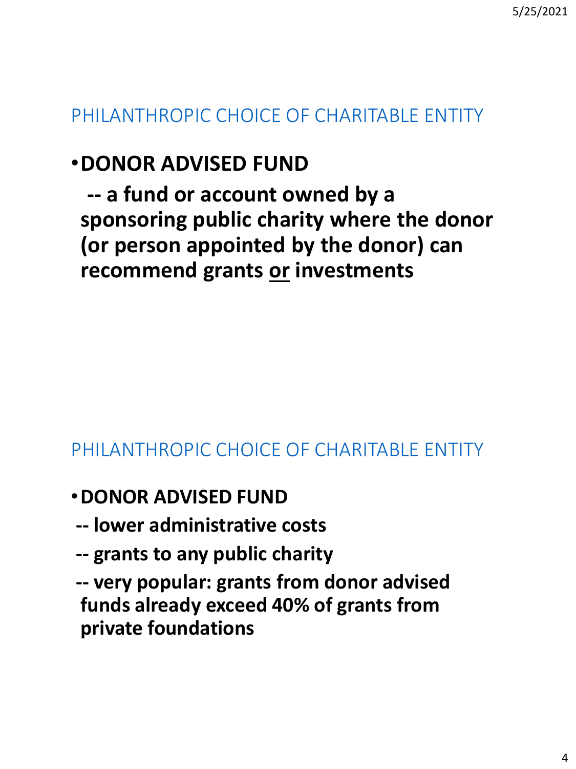## PHILANTHROPIC CHOICE OF CHARITABLE ENTITY

- **DONOR ADVISED FUND**

  **-- a fund or account owned by a sponsoring public charity where the donor (or person appointed by the donor) can recommend grants <u>or</u> investments**

## PHILANTHROPIC CHOICE OF CHARITABLE ENTITY

- **DONOR ADVISED FUND**

  **-- lower administrative costs**

  **-- grants to any public charity**

  **-- very popular: grants from donor advised funds already exceed 40% of grants from private foundations**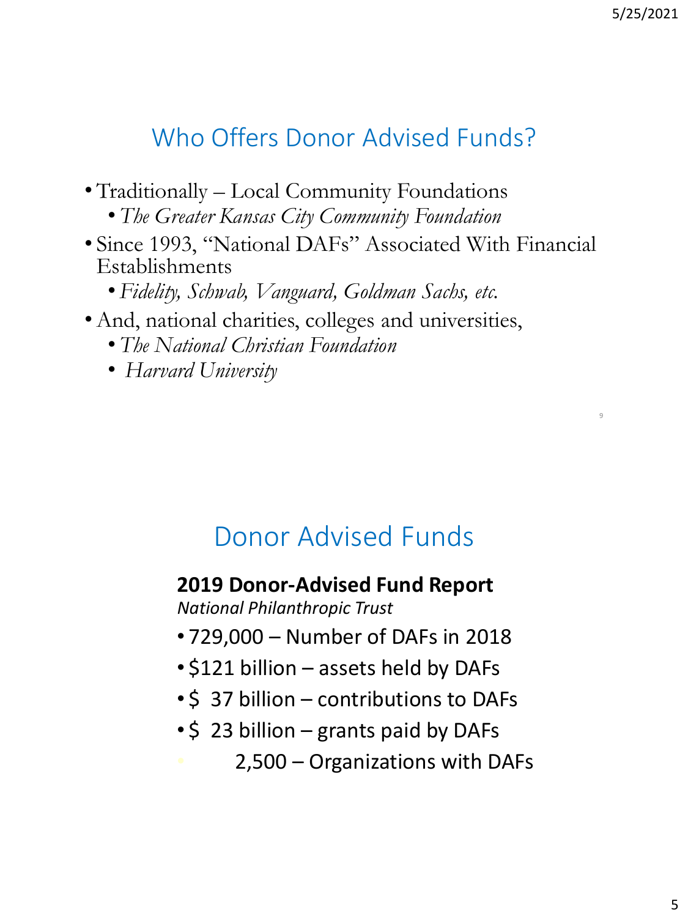## Who Offers Donor Advised Funds?

- Traditionally – Local Community Foundations
  - *The Greater Kansas City Community Foundation*
- Since 1993, "National DAFs" Associated With Financial Establishments
  - *Fidelity, Schwab, Vanguard, Goldman Sachs, etc.*
- And, national charities, colleges and universities,
  - *The National Christian Foundation*
  - *Harvard University*

## Donor Advised Funds

**2019 Donor-Advised Fund Report**
*National Philanthropic Trust*

- 729,000 – Number of DAFs in 2018
- $121 billion – assets held by DAFs
- $ 37 billion – contributions to DAFs
- $ 23 billion – grants paid by DAFs
- 2,500 – Organizations with DAFs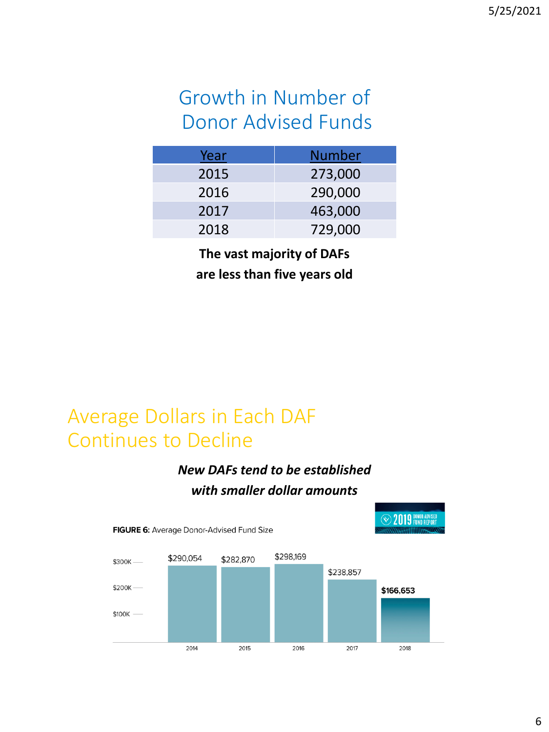## Growth in Number of Donor Advised Funds

| Year | Number |
| --- | --- |
| 2015 | 273,000 |
| 2016 | 290,000 |
| 2017 | 463,000 |
| 2018 | 729,000 |

**The vast majority of DAFs are less than five years old**

## Average Dollars in Each DAF Continues to Decline

***New DAFs tend to be established with smaller dollar amounts***

2019 DONOR-ADVISED FUND REPORT

**FIGURE 6:** Average Donor-Advised Fund Size

| Year | Average Size |
| --- | --- |
| 2014 | $290,054 |
| 2015 | $282,870 |
| 2016 | $298,169 |
| 2017 | $238,857 |
| 2018 | **$166,653** |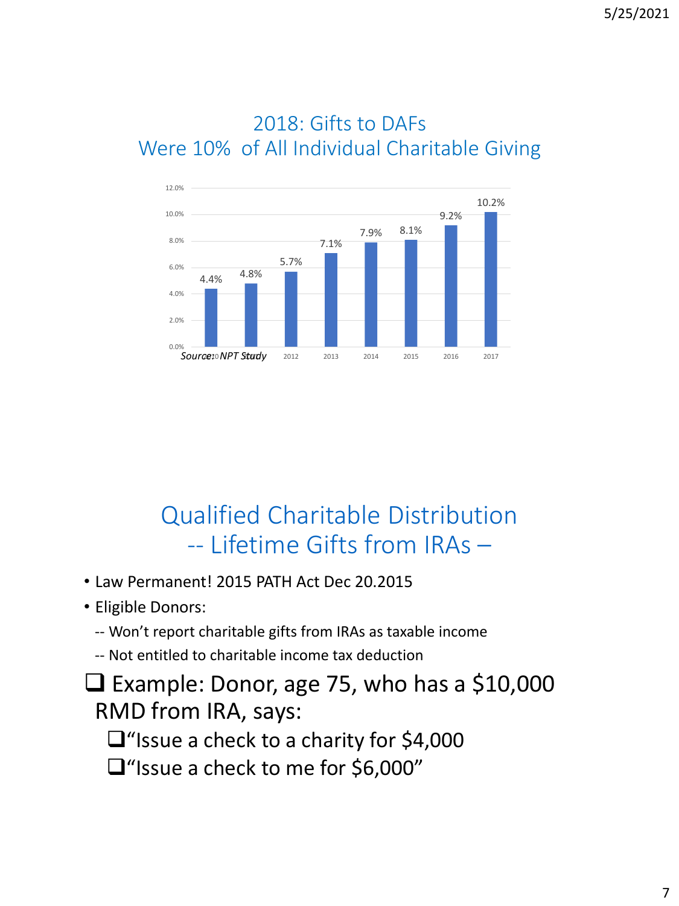## 2018: Gifts to DAFs Were 10% of All Individual Charitable Giving

| Year | % |
|---|---|
| 2010 | 4.4% |
| 2011 | 4.8% |
| 2012 | 5.7% |
| 2013 | 7.1% |
| 2014 | 7.9% |
| 2015 | 8.1% |
| 2016 | 9.2% |
| 2017 | 10.2% |

*Source: NPT Study*

## Qualified Charitable Distribution -- Lifetime Gifts from IRAs –

- Law Permanent! 2015 PATH Act Dec 20.2015
- Eligible Donors:
  - -- Won't report charitable gifts from IRAs as taxable income
  - -- Not entitled to charitable income tax deduction

- ❑ Example: Donor, age 75, who has a $10,000 RMD from IRA, says:
  - ❑ "Issue a check to a charity for $4,000
  - ❑ "Issue a check to me for $6,000"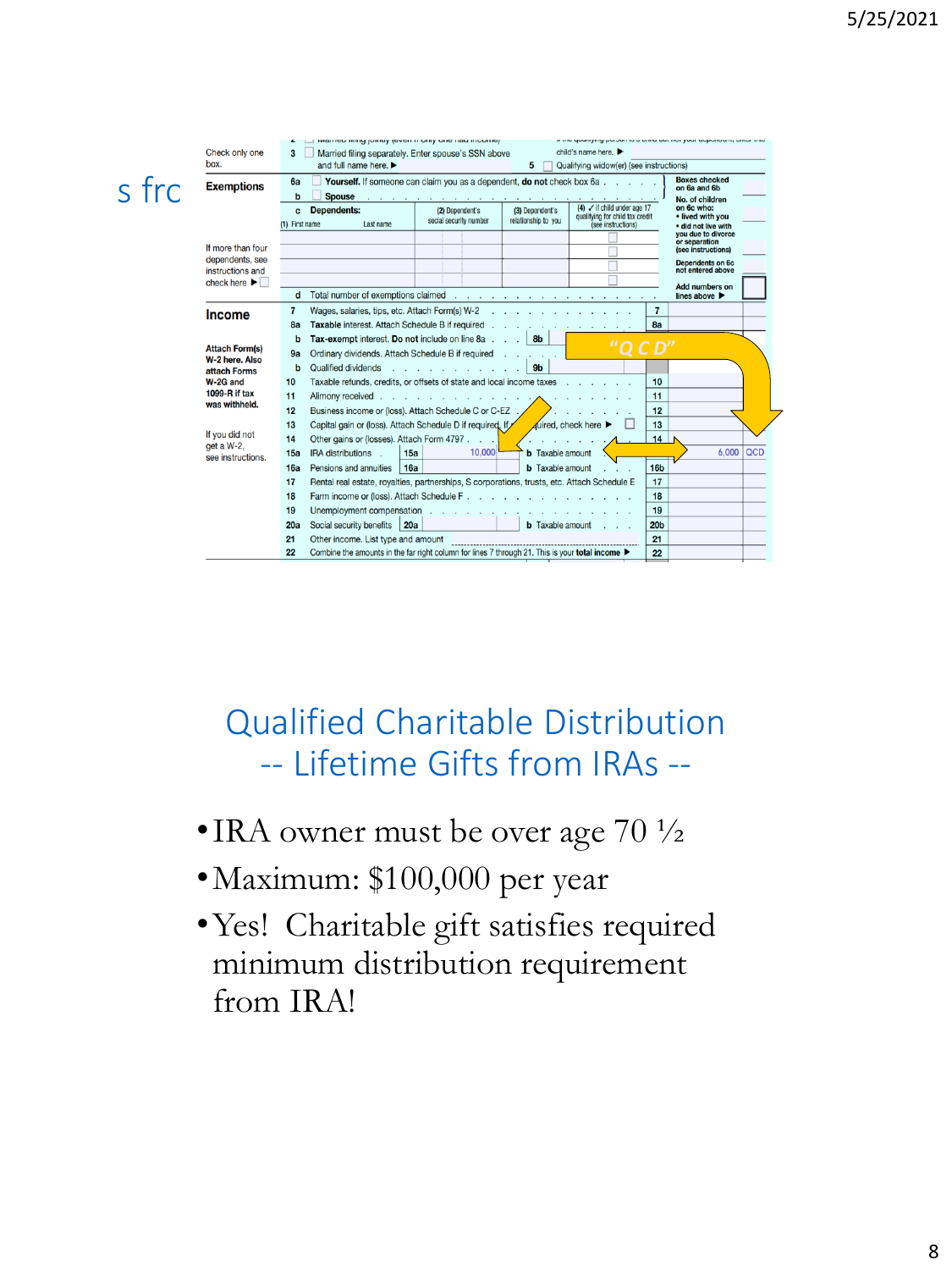s frc

| | | | |
|---|---|---|---|
| Check only one box. | 3 | Married filing separately. Enter spouse's SSN above and full name here. ▶ | 5 Qualifying widow(er) (see instructions) |
| Exemptions | 6a | Yourself. If someone can claim you as a dependent, do not check box 6a | Boxes checked on 6a and 6b |
| | b | Spouse | No. of children on 6c who: • lived with you • did not live with you due to divorce or separation (see instructions) |
| | c | Dependents: (1) First name Last name / (2) Dependent's social security number / (3) Dependent's relationship to you / (4) ✓ if child under age 17 qualifying for child tax credit (see instructions) | Dependents on 6c not entered above |
| If more than four dependents, see instructions and check here ▶ | d | Total number of exemptions claimed | Add numbers on lines above ▶ |

| | Line | Description | | Line | Amount |
|---|---|---|---|---|---|
| Income | 7 | Wages, salaries, tips, etc. Attach Form(s) W-2 | | 7 | |
| | 8a | Taxable interest. Attach Schedule B if required | | 8a | |
| Attach Form(s) W-2 here. Also attach Forms W-2G and 1099-R if tax was withheld. | b | Tax-exempt interest. Do not include on line 8a | 8b | | |
| | 9a | Ordinary dividends. Attach Schedule B if required | | | |
| | b | Qualified dividends | 9b | | |
| | 10 | Taxable refunds, credits, or offsets of state and local income taxes | | 10 | |
| | 11 | Alimony received | | 11 | |
| | 12 | Business income or (loss). Attach Schedule C or C-EZ | | 12 | |
| | 13 | Capital gain or (loss). Attach Schedule D if required. If not required, check here ▶ | | 13 | |
| If you did not get a W-2, see instructions. | 14 | Other gains or (losses). Attach Form 4797 | | 14 | |
| | 15a | IRA distributions | 15a 10,000 | b Taxable amount 15b | 6,000 QCD |
| | 16a | Pensions and annuities | 16a | b Taxable amount 16b | |
| | 17 | Rental real estate, royalties, partnerships, S corporations, trusts, etc. Attach Schedule E | | 17 | |
| | 18 | Farm income or (loss). Attach Schedule F | | 18 | |
| | 19 | Unemployment compensation | | 19 | |
| | 20a | Social security benefits | 20a | b Taxable amount 20b | |
| | 21 | Other income. List type and amount | | 21 | |
| | 22 | Combine the amounts in the far right column for lines 7 through 21. This is your total income ▶ | | 22 | |

"Q C D"

# Qualified Charitable Distribution
## -- Lifetime Gifts from IRAs --

- IRA owner must be over age 70 ½
- Maximum: $100,000 per year
- Yes! Charitable gift satisfies required minimum distribution requirement from IRA!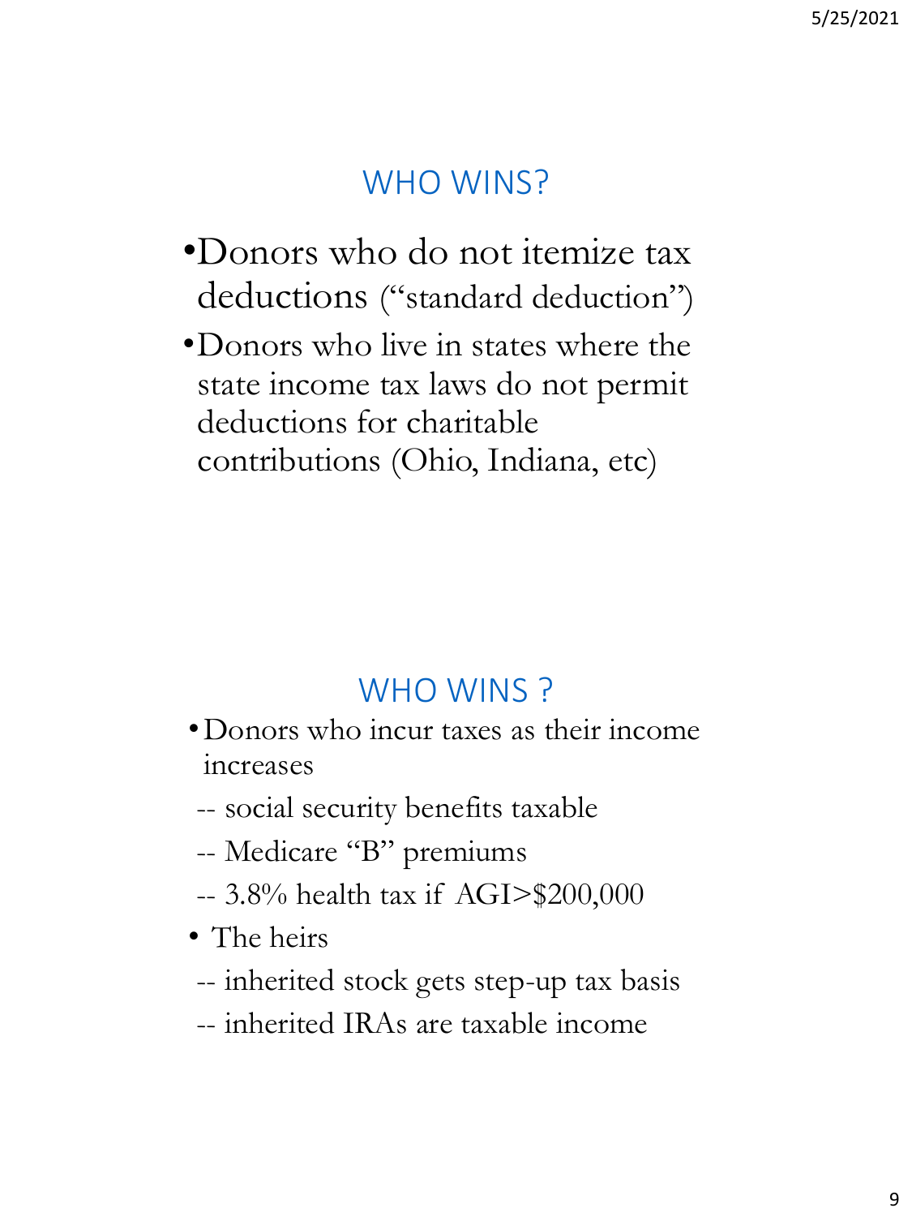## WHO WINS?

- Donors who do not itemize tax deductions ("standard deduction")
- Donors who live in states where the state income tax laws do not permit deductions for charitable contributions (Ohio, Indiana, etc)

## WHO WINS ?

- Donors who incur taxes as their income increases
  - -- social security benefits taxable
  - -- Medicare "B" premiums
  - -- 3.8% health tax if AGI>$200,000
- The heirs
  - -- inherited stock gets step-up tax basis
  - -- inherited IRAs are taxable income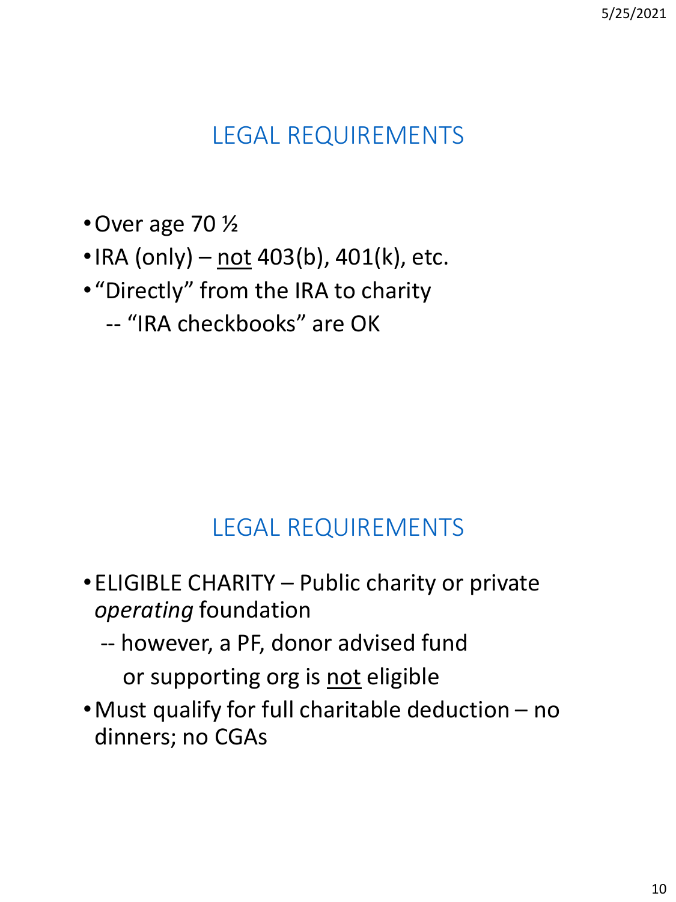## LEGAL REQUIREMENTS

- Over age 70 ½
- IRA (only) – <u>not</u> 403(b), 401(k), etc.
- “Directly” from the IRA to charity
  - -- “IRA checkbooks” are OK

## LEGAL REQUIREMENTS

- ELIGIBLE CHARITY – Public charity or private *operating* foundation
  - -- however, a PF, donor advised fund or supporting org is <u>not</u> eligible
- Must qualify for full charitable deduction – no dinners; no CGAs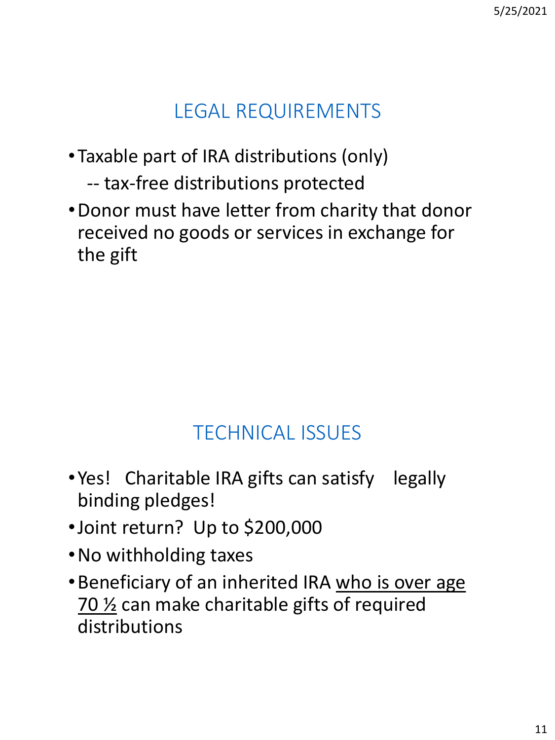## LEGAL REQUIREMENTS

- Taxable part of IRA distributions (only)
  -- tax-free distributions protected
- Donor must have letter from charity that donor received no goods or services in exchange for the gift

## TECHNICAL ISSUES

- Yes! Charitable IRA gifts can satisfy legally binding pledges!
- Joint return? Up to $200,000
- No withholding taxes
- Beneficiary of an inherited IRA <u>who is over age 70 ½</u> can make charitable gifts of required distributions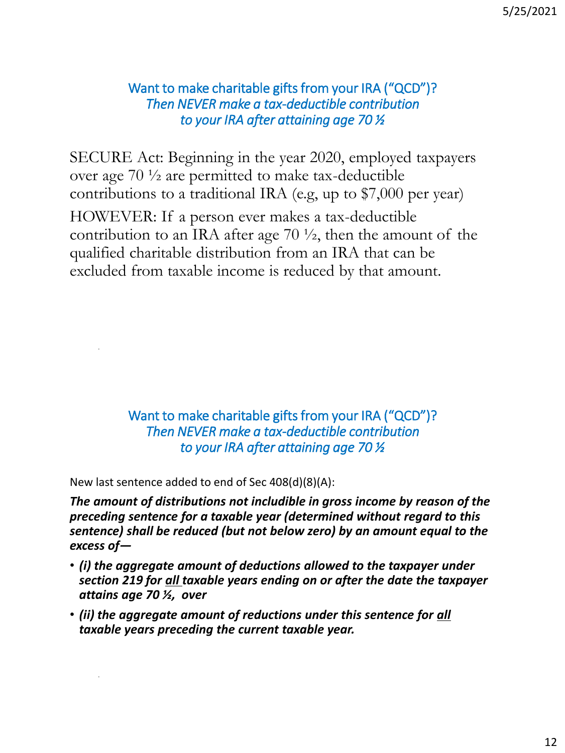## Want to make charitable gifts from your IRA ("QCD")?
### *Then NEVER make a tax-deductible contribution to your IRA after attaining age 70 ½*

SECURE Act: Beginning in the year 2020, employed taxpayers over age 70 ½ are permitted to make tax-deductible contributions to a traditional IRA (e.g, up to $7,000 per year)

HOWEVER: If a person ever makes a tax-deductible contribution to an IRA after age 70 ½, then the amount of the qualified charitable distribution from an IRA that can be excluded from taxable income is reduced by that amount.

## Want to make charitable gifts from your IRA ("QCD")?
### *Then NEVER make a tax-deductible contribution to your IRA after attaining age 70 ½*

New last sentence added to end of Sec 408(d)(8)(A):

***The amount of distributions not includible in gross income by reason of the preceding sentence for a taxable year (determined without regard to this sentence) shall be reduced (but not below zero) by an amount equal to the excess of—***

- ***(i) the aggregate amount of deductions allowed to the taxpayer under section 219 for <u>all</u> taxable years ending on or after the date the taxpayer attains age 70 ½, over***
- ***(ii) the aggregate amount of reductions under this sentence for <u>all</u> taxable years preceding the current taxable year.***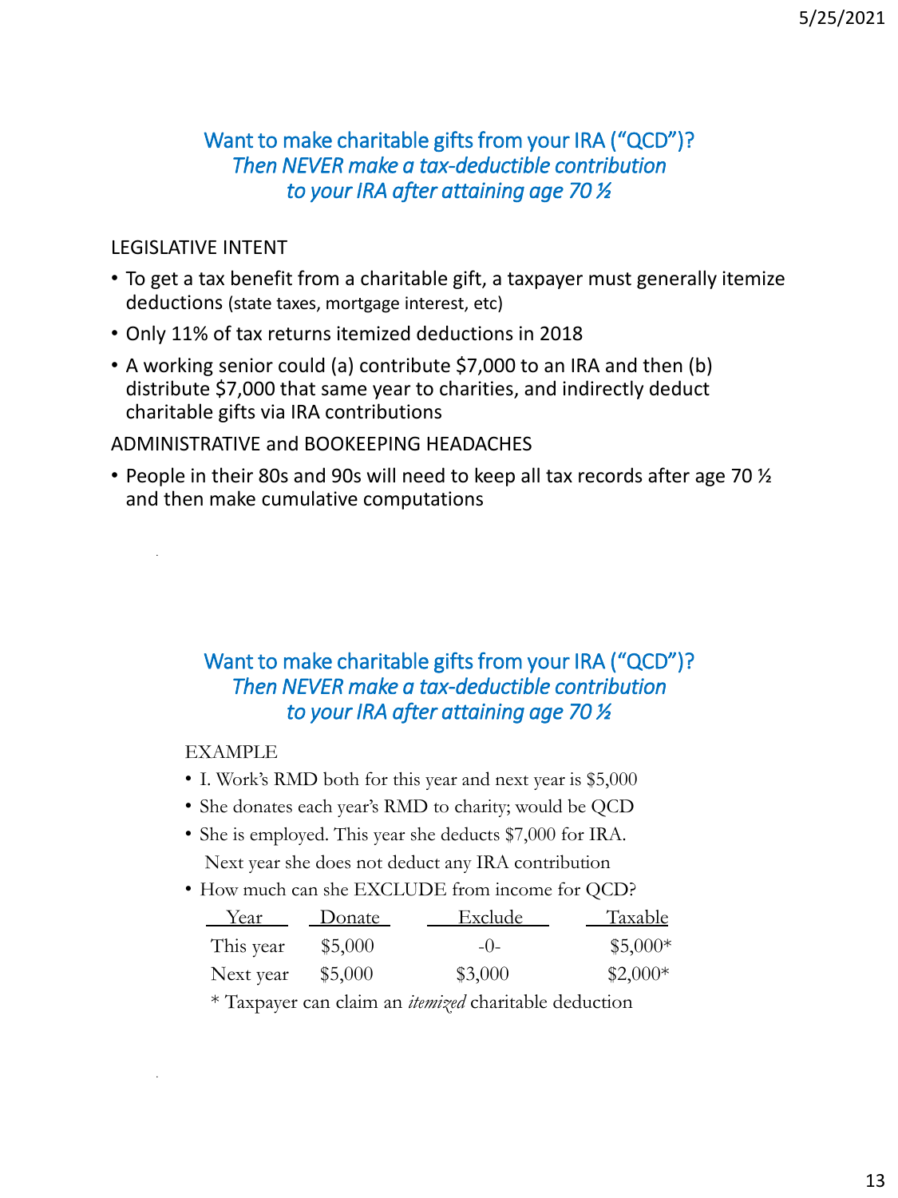## Want to make charitable gifts from your IRA ("QCD")? *Then NEVER make a tax-deductible contribution to your IRA after attaining age 70 ½*

LEGISLATIVE INTENT

- To get a tax benefit from a charitable gift, a taxpayer must generally itemize deductions (state taxes, mortgage interest, etc)
- Only 11% of tax returns itemized deductions in 2018
- A working senior could (a) contribute $7,000 to an IRA and then (b) distribute $7,000 that same year to charities, and indirectly deduct charitable gifts via IRA contributions

ADMINISTRATIVE and BOOKEEPING HEADACHES

- People in their 80s and 90s will need to keep all tax records after age 70 ½ and then make cumulative computations

## Want to make charitable gifts from your IRA ("QCD")? *Then NEVER make a tax-deductible contribution to your IRA after attaining age 70 ½*

EXAMPLE

- I. Work's RMD both for this year and next year is $5,000
- She donates each year's RMD to charity; would be QCD
- She is employed. This year she deducts $7,000 for IRA. Next year she does not deduct any IRA contribution
- How much can she EXCLUDE from income for QCD?

| Year | Donate | Exclude | Taxable |
|---|---|---|---|
| This year | $5,000 | -0- | $5,000* |
| Next year | $5,000 | $3,000 | $2,000* |

\* Taxpayer can claim an *itemized* charitable deduction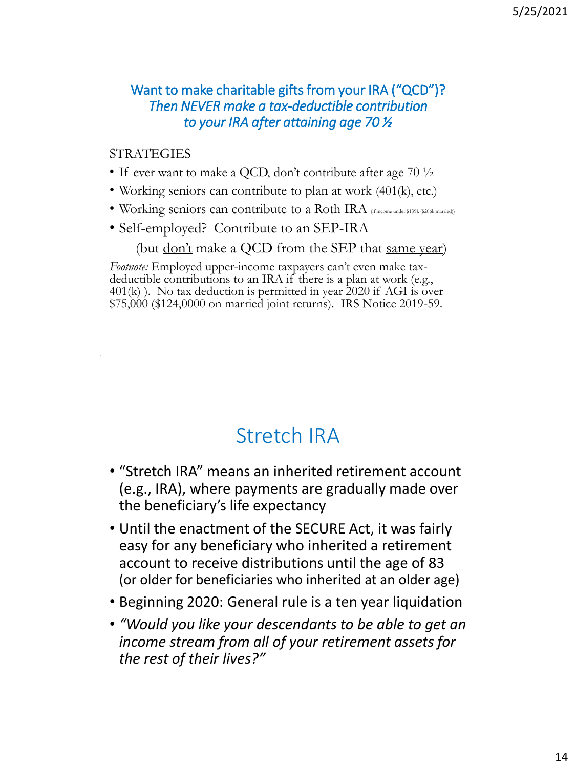## Want to make charitable gifts from your IRA ("QCD")? *Then NEVER make a tax-deductible contribution to your IRA after attaining age 70 ½*

STRATEGIES

- If ever want to make a QCD, don't contribute after age 70 ½
- Working seniors can contribute to plan at work (401(k), etc.)
- Working seniors can contribute to a Roth IRA (if income under $139k ($206k married))
- Self-employed? Contribute to an SEP-IRA

  (but <u>don't</u> make a QCD from the SEP that <u>same year</u>)

*Footnote:* Employed upper-income taxpayers can't even make tax-deductible contributions to an IRA if there is a plan at work (e.g., 401(k) ). No tax deduction is permitted in year 2020 if AGI is over $75,000 ($124,0000 on married joint returns). IRS Notice 2019-59.

## Stretch IRA

- "Stretch IRA" means an inherited retirement account (e.g., IRA), where payments are gradually made over the beneficiary's life expectancy
- Until the enactment of the SECURE Act, it was fairly easy for any beneficiary who inherited a retirement account to receive distributions until the age of 83 (or older for beneficiaries who inherited at an older age)
- Beginning 2020: General rule is a ten year liquidation
- *"Would you like your descendants to be able to get an income stream from all of your retirement assets for the rest of their lives?"*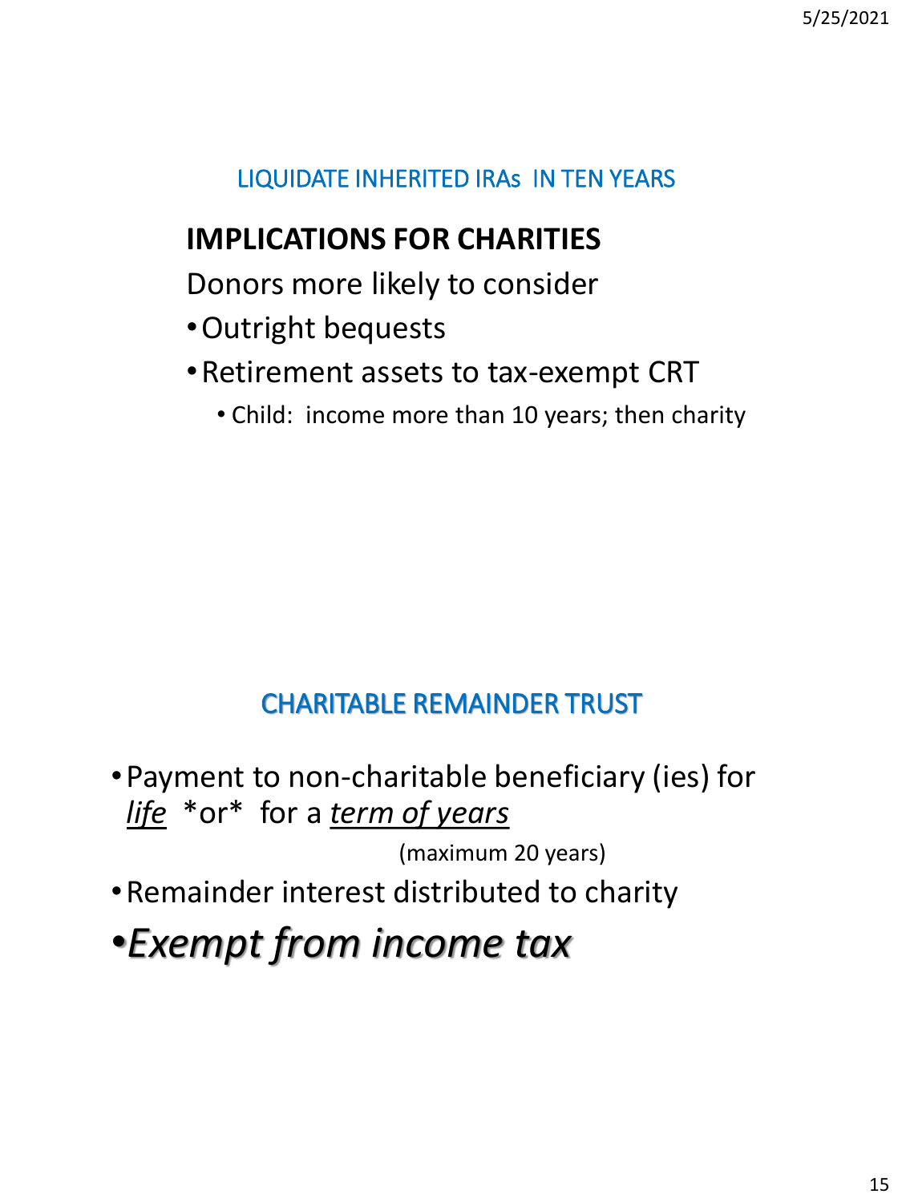## LIQUIDATE INHERITED IRAs IN TEN YEARS

### IMPLICATIONS FOR CHARITIES

Donors more likely to consider

- Outright bequests
- Retirement assets to tax-exempt CRT
  - Child: income more than 10 years; then charity

## CHARITABLE REMAINDER TRUST

- Payment to non-charitable beneficiary (ies) for *life* *or* for a *term of years* (maximum 20 years)
- Remainder interest distributed to charity
- ***Exempt from income tax***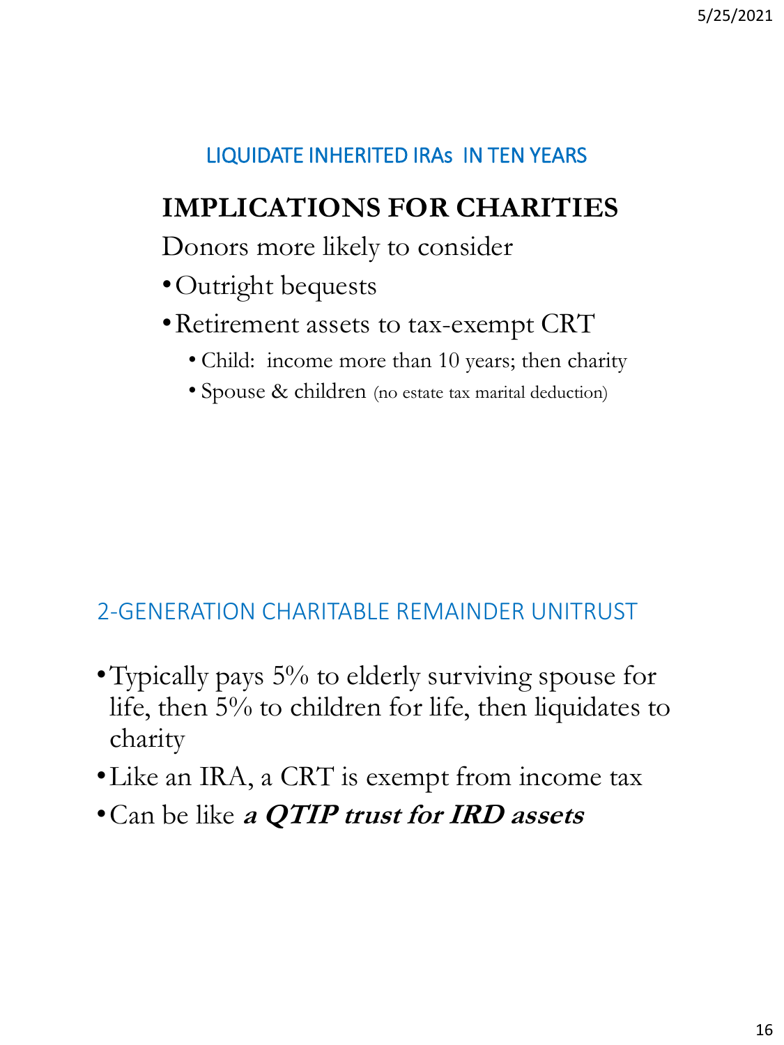## LIQUIDATE INHERITED IRAs IN TEN YEARS

### IMPLICATIONS FOR CHARITIES

Donors more likely to consider

- Outright bequests
- Retirement assets to tax-exempt CRT
  - Child: income more than 10 years; then charity
  - Spouse & children (no estate tax marital deduction)

## 2-GENERATION CHARITABLE REMAINDER UNITRUST

- Typically pays 5% to elderly surviving spouse for life, then 5% to children for life, then liquidates to charity
- Like an IRA, a CRT is exempt from income tax
- Can be like ***a QTIP trust for IRD assets***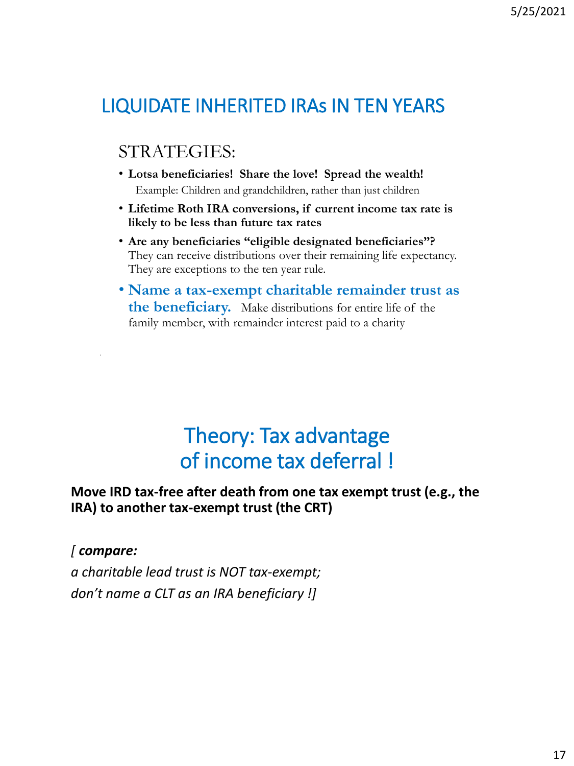## LIQUIDATE INHERITED IRAs IN TEN YEARS

### STRATEGIES:

- **Lotsa beneficiaries! Share the love! Spread the wealth!**
  Example: Children and grandchildren, rather than just children
- **Lifetime Roth IRA conversions, if current income tax rate is likely to be less than future tax rates**
- **Are any beneficiaries "eligible designated beneficiaries"?** They can receive distributions over their remaining life expectancy. They are exceptions to the ten year rule.
- **Name a tax-exempt charitable remainder trust as the beneficiary.** Make distributions for entire life of the family member, with remainder interest paid to a charity

## Theory: Tax advantage of income tax deferral !

**Move IRD tax-free after death from one tax exempt trust (e.g., the IRA) to another tax-exempt trust (the CRT)**

*[ **compare:***
*a charitable lead trust is NOT tax-exempt;*
*don't name a CLT as an IRA beneficiary !]*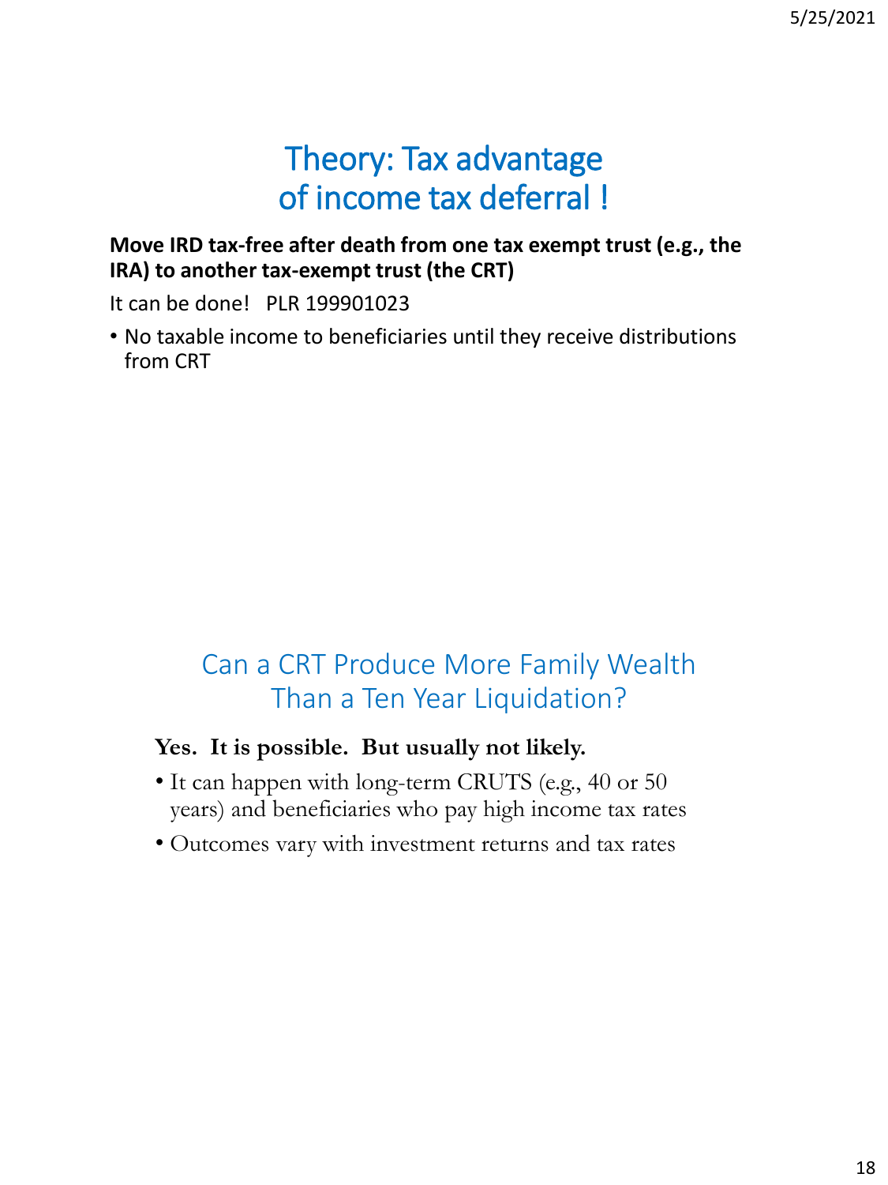# Theory: Tax advantage of income tax deferral !

**Move IRD tax-free after death from one tax exempt trust (e.g., the IRA) to another tax-exempt trust (the CRT)**

It can be done! PLR 199901023

- No taxable income to beneficiaries until they receive distributions from CRT

## Can a CRT Produce More Family Wealth Than a Ten Year Liquidation?

**Yes. It is possible. But usually not likely.**

- It can happen with long-term CRUTS (e.g., 40 or 50 years) and beneficiaries who pay high income tax rates
- Outcomes vary with investment returns and tax rates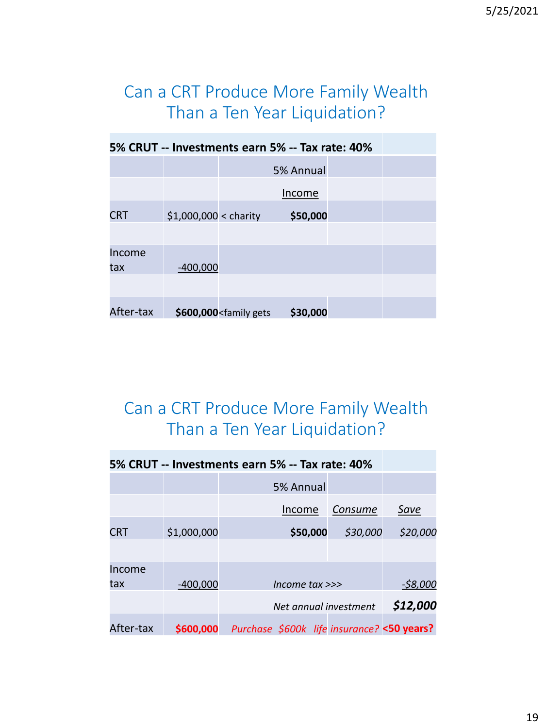## Can a CRT Produce More Family Wealth Than a Ten Year Liquidation?

| **5% CRUT -- Investments earn 5% -- Tax rate: 40%** | | | | | |
|---|---|---|---|---|---|
| | | | 5% Annual | | |
| | | | Income | | |
| CRT | $1,000,000 | < charity | **$50,000** | | |
| | | | | | |
| Income tax | -400,000 | | | | |
| | | | | | |
| After-tax | **$600,000** | <family gets | **$30,000** | | |

## Can a CRT Produce More Family Wealth Than a Ten Year Liquidation?

| **5% CRUT -- Investments earn 5% -- Tax rate: 40%** | | | | | |
|---|---|---|---|---|---|
| | | | 5% Annual | | |
| | | | Income | *Consume* | *Save* |
| CRT | $1,000,000 | | **$50,000** | *$30,000* | *$20,000* |
| | | | | | |
| Income tax | -400,000 | | *Income tax >>>* | | *-$8,000* |
| | | | *Net annual investment* | | ***$12,000*** |
| After-tax | **$600,000** | *Purchase* | *$600k life* | *insurance?* | **<50 years?** |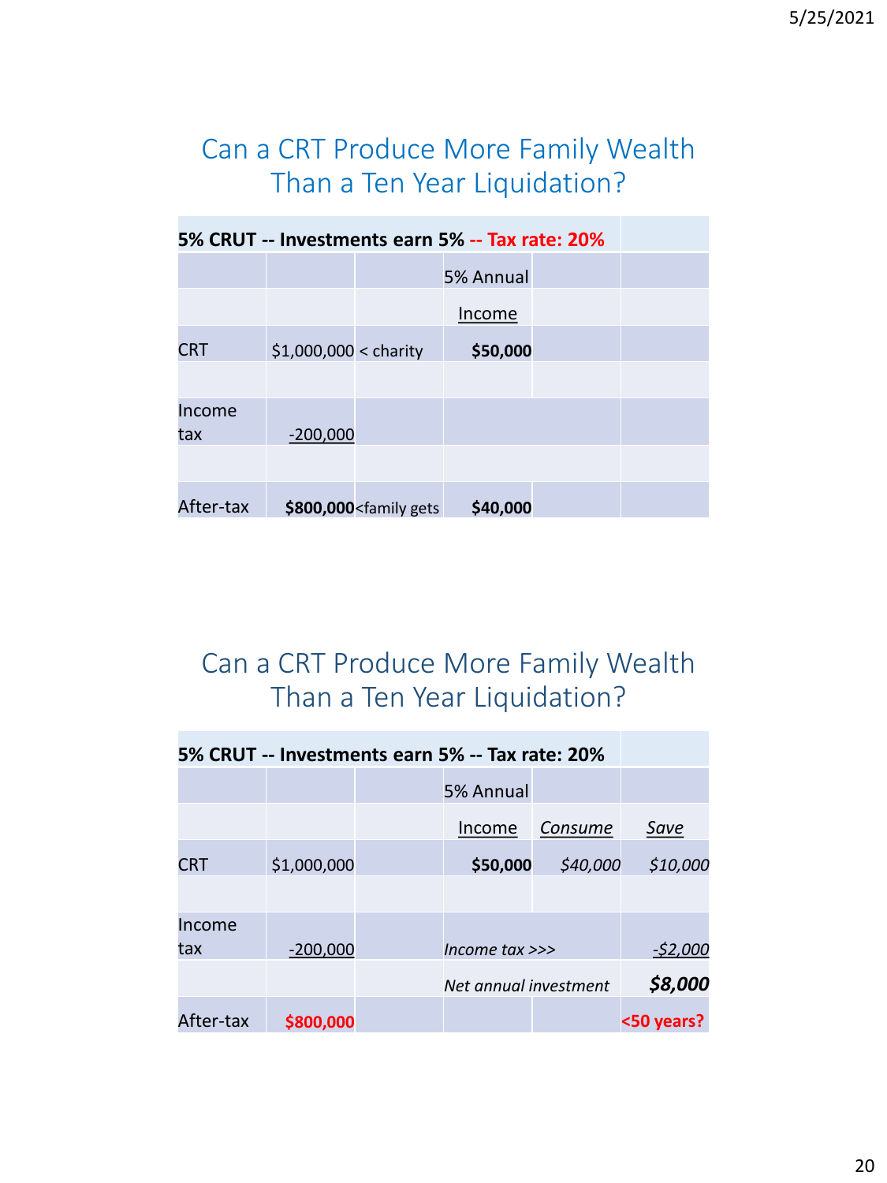## Can a CRT Produce More Family Wealth Than a Ten Year Liquidation?

| 5% CRUT -- Investments earn 5% -- Tax rate: 20% | | | | | |
|---|---|---|---|---|---|
| | | | 5% Annual | | |
| | | | Income | | |
| CRT | $1,000,000 | < charity | **$50,000** | | |
| | | | | | |
| Income tax | -200,000 | | | | |
| | | | | | |
| After-tax | **$800,000** | <family gets | **$40,000** | | |

## Can a CRT Produce More Family Wealth Than a Ten Year Liquidation?

| 5% CRUT -- Investments earn 5% -- Tax rate: 20% | | | | | |
|---|---|---|---|---|---|
| | | | 5% Annual | | |
| | | | Income | *Consume* | *Save* |
| CRT | $1,000,000 | | **$50,000** | *$40,000* | *$10,000* |
| | | | | | |
| Income tax | -200,000 | | *Income tax >>>* | | *-$2,000* |
| | | | *Net annual investment* | | ***$8,000*** |
| After-tax | **$800,000** | | | | **<50 years?** |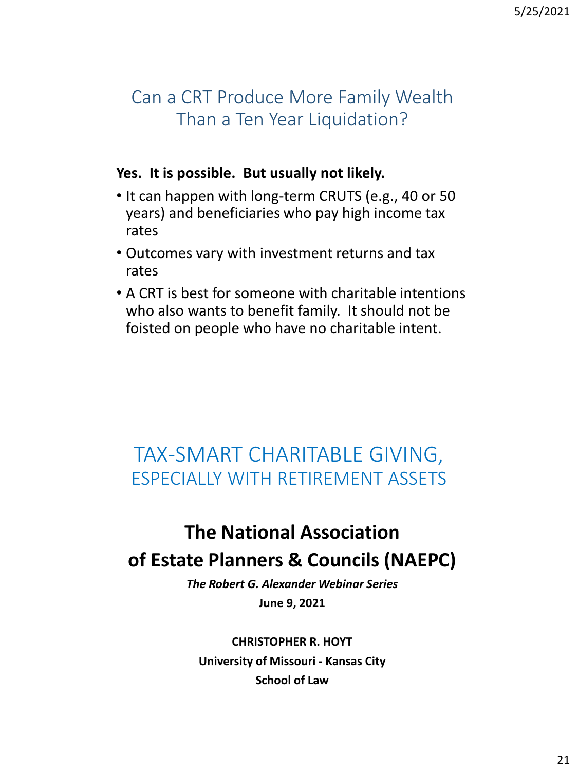## Can a CRT Produce More Family Wealth Than a Ten Year Liquidation?

**Yes. It is possible. But usually not likely.**

- It can happen with long-term CRUTS (e.g., 40 or 50 years) and beneficiaries who pay high income tax rates
- Outcomes vary with investment returns and tax rates
- A CRT is best for someone with charitable intentions who also wants to benefit family. It should not be foisted on people who have no charitable intent.

## TAX-SMART CHARITABLE GIVING, ESPECIALLY WITH RETIREMENT ASSETS

**The National Association of Estate Planners & Councils (NAEPC)**

***The Robert G. Alexander Webinar Series***

**June 9, 2021**

**CHRISTOPHER R. HOYT**

**University of Missouri - Kansas City**

**School of Law**